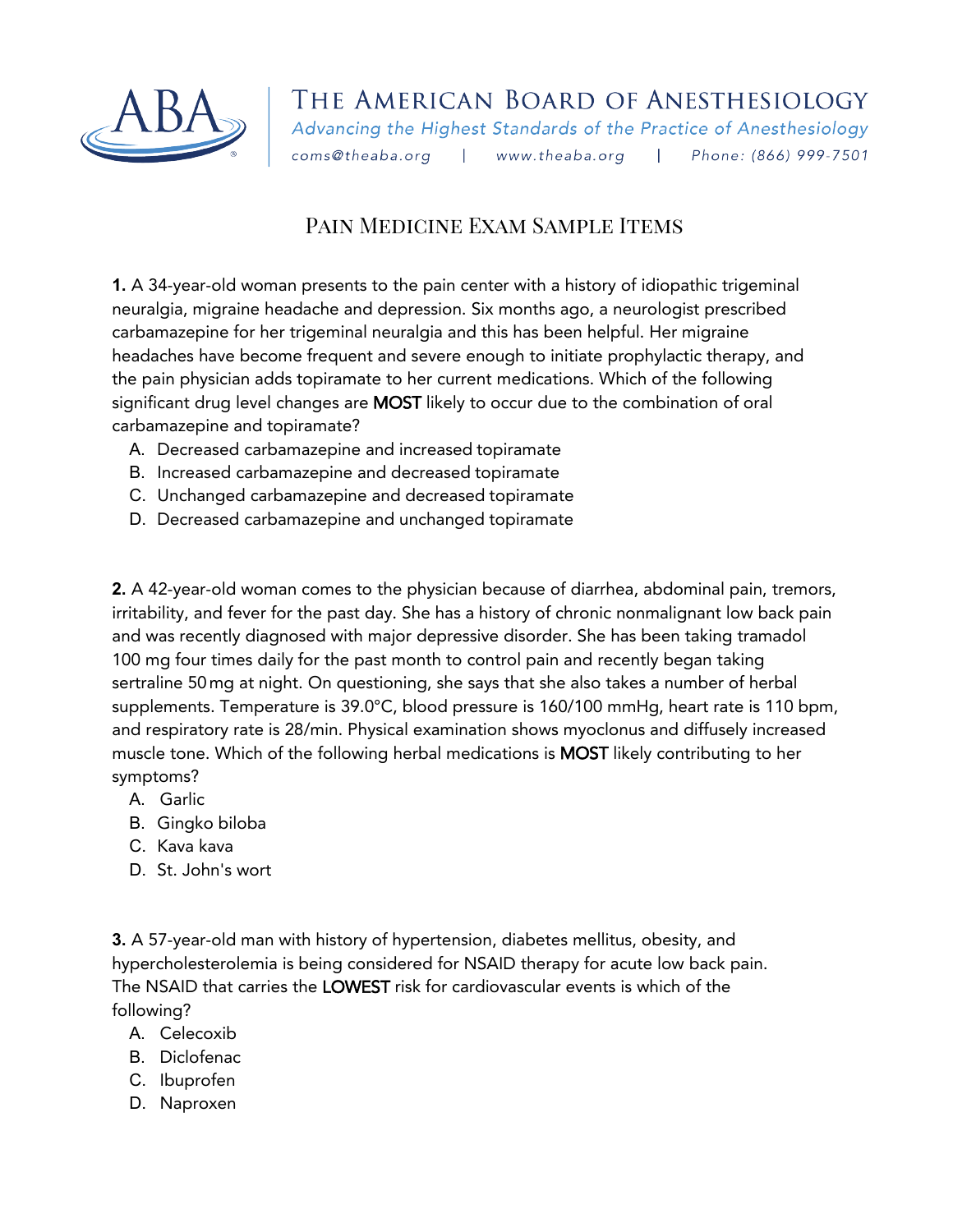# The American Board of Anesthesiology

*Advancing the Highest Standards of the Practice of Anesthesiology*

coms@theaba.org | www.theaba.org | Phone: (866) 999-7501

## Pain Medicine Exam Sample Items

**1.** A 34-year-old woman presents to the pain center with a history of idiopathic trigeminal neuralgia, migraine headache and depression. Six months ago, a neurologist prescribed carbamazepine for her trigeminal neuralgia and this has been helpful. Her migraine headaches have become frequent and severe enough to initiate prophylactic therapy, and the pain physician adds topiramate to her current medications. Which of the following significant drug level changes are **MOST** likely to occur due to the combination of oral carbamazepine and topiramate?

A. Decreased carbamazepine and increased topiramate
B. Increased carbamazepine and decreased topiramate
C. Unchanged carbamazepine and decreased topiramate
D. Decreased carbamazepine and unchanged topiramate

**2.** A 42-year-old woman comes to the physician because of diarrhea, abdominal pain, tremors, irritability, and fever for the past day. She has a history of chronic nonmalignant low back pain and was recently diagnosed with major depressive disorder. She has been taking tramadol 100 mg four times daily for the past month to control pain and recently began taking sertraline 50 mg at night. On questioning, she says that she also takes a number of herbal supplements. Temperature is 39.0°C, blood pressure is 160/100 mmHg, heart rate is 110 bpm, and respiratory rate is 28/min. Physical examination shows myoclonus and diffusely increased muscle tone. Which of the following herbal medications is **MOST** likely contributing to her symptoms?

A. Garlic
B. Gingko biloba
C. Kava kava
D. St. John's wort

**3.** A 57-year-old man with history of hypertension, diabetes mellitus, obesity, and hypercholesterolemia is being considered for NSAID therapy for acute low back pain. The NSAID that carries the **LOWEST** risk for cardiovascular events is which of the following?

A. Celecoxib
B. Diclofenac
C. Ibuprofen
D. Naproxen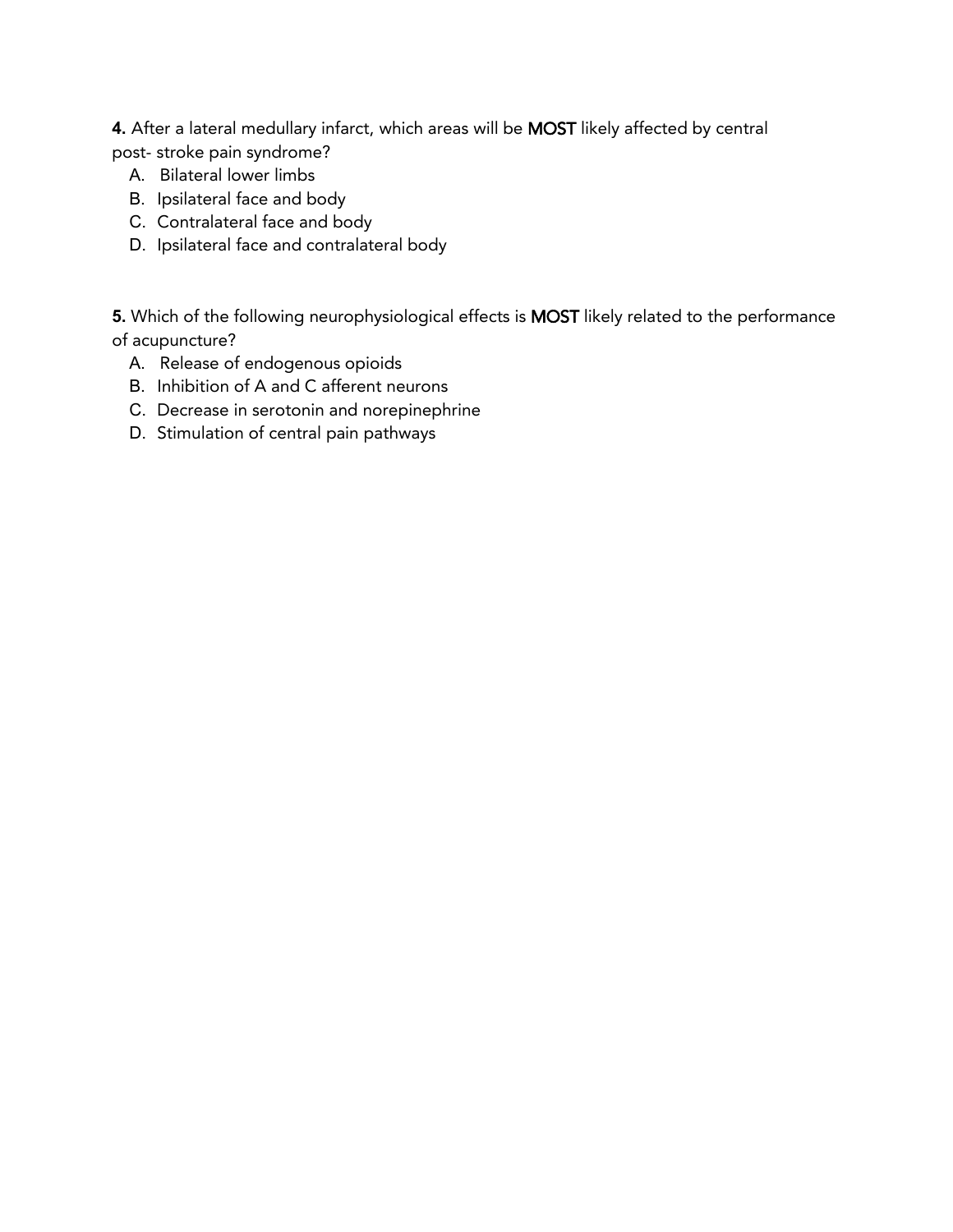**4.** After a lateral medullary infarct, which areas will be **MOST** likely affected by central post- stroke pain syndrome?

A. Bilateral lower limbs
B. Ipsilateral face and body
C. Contralateral face and body
D. Ipsilateral face and contralateral body

**5.** Which of the following neurophysiological effects is **MOST** likely related to the performance of acupuncture?

A. Release of endogenous opioids
B. Inhibition of A and C afferent neurons
C. Decrease in serotonin and norepinephrine
D. Stimulation of central pain pathways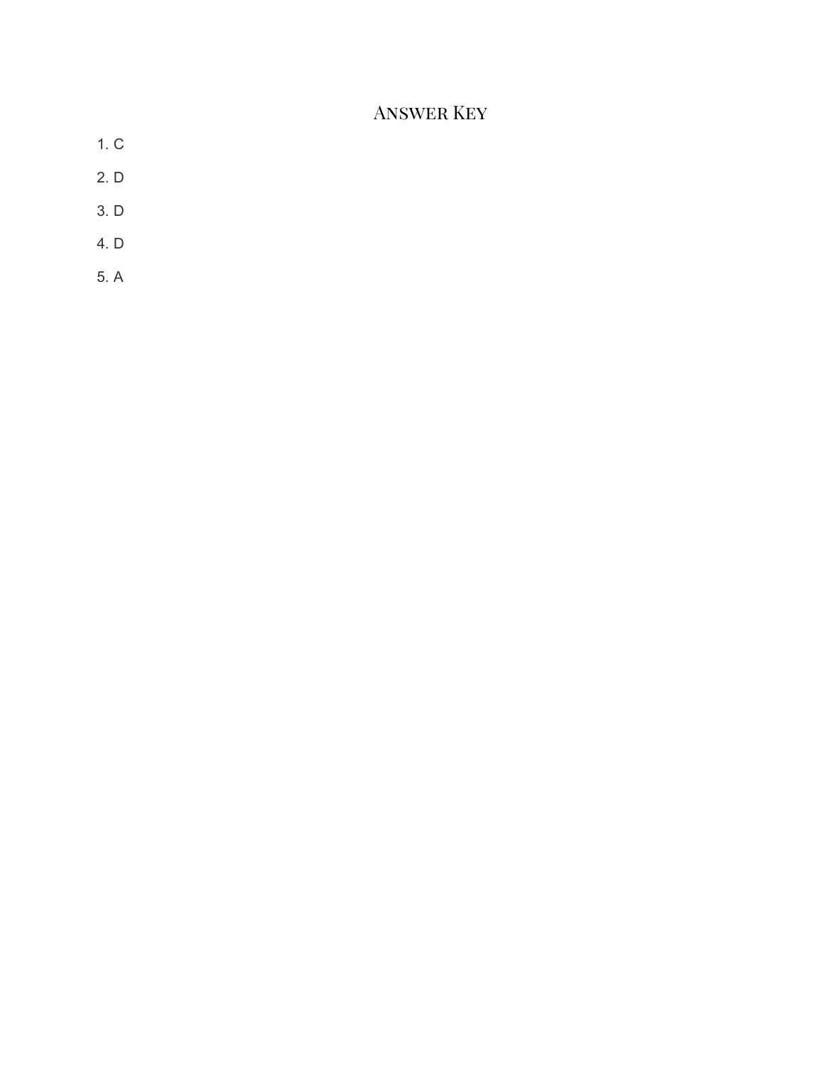# Answer Key

1. C
2. D
3. D
4. D
5. A